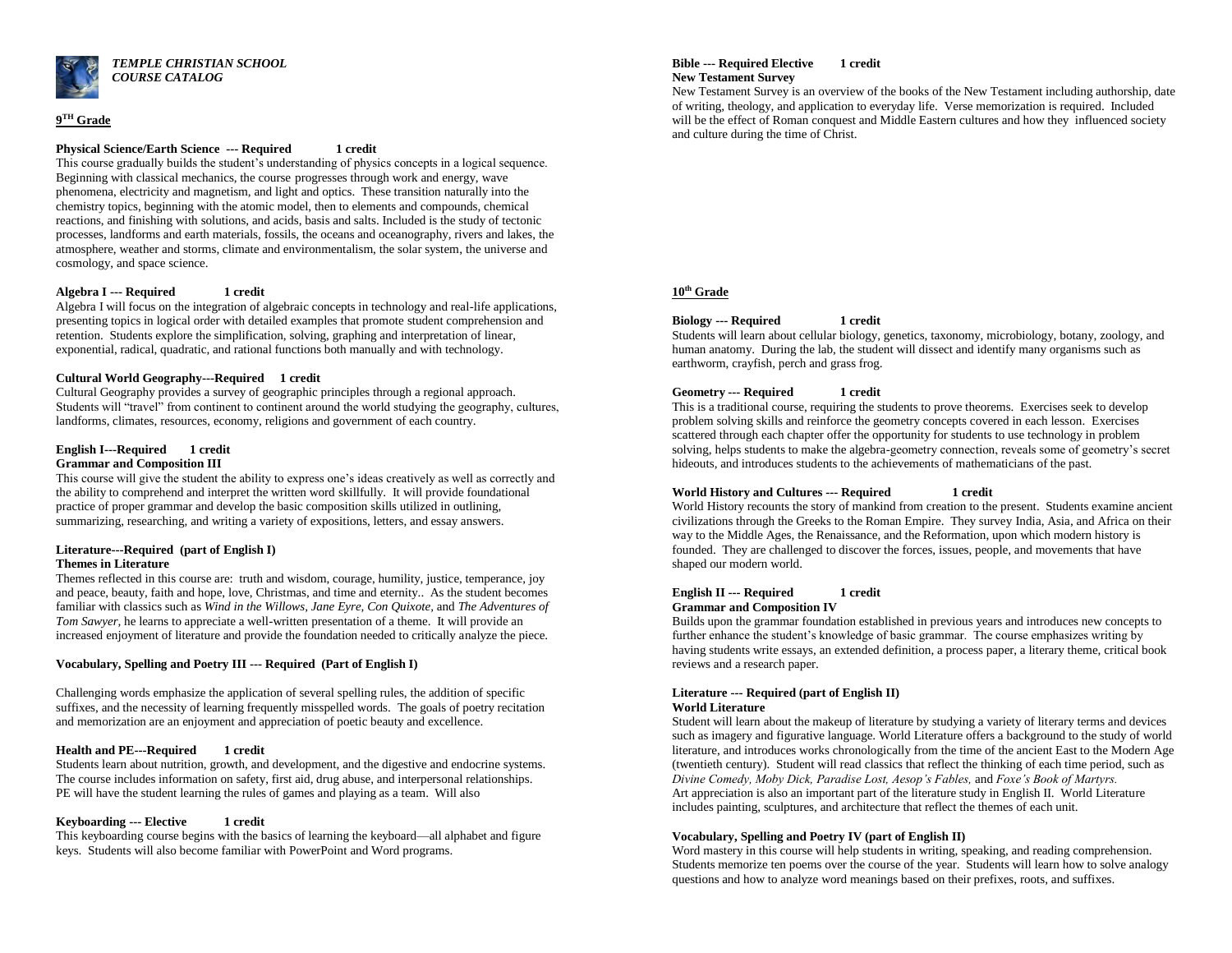*TEMPLE CHRISTIAN SCHOOL*
*COURSE CATALOG*

## 9TH Grade

**Physical Science/Earth Science --- Required 1 credit**

This course gradually builds the student's understanding of physics concepts in a logical sequence. Beginning with classical mechanics, the course progresses through work and energy, wave phenomena, electricity and magnetism, and light and optics. These transition naturally into the chemistry topics, beginning with the atomic model, then to elements and compounds, chemical reactions, and finishing with solutions, and acids, basis and salts. Included is the study of tectonic processes, landforms and earth materials, fossils, the oceans and oceanography, rivers and lakes, the atmosphere, weather and storms, climate and environmentalism, the solar system, the universe and cosmology, and space science.

**Algebra I --- Required 1 credit**

Algebra I will focus on the integration of algebraic concepts in technology and real-life applications, presenting topics in logical order with detailed examples that promote student comprehension and retention. Students explore the simplification, solving, graphing and interpretation of linear, exponential, radical, quadratic, and rational functions both manually and with technology.

**Cultural World Geography---Required 1 credit**

Cultural Geography provides a survey of geographic principles through a regional approach. Students will "travel" from continent to continent around the world studying the geography, cultures, landforms, climates, resources, economy, religions and government of each country.

**English I---Required 1 credit**
**Grammar and Composition III**

This course will give the student the ability to express one's ideas creatively as well as correctly and the ability to comprehend and interpret the written word skillfully. It will provide foundational practice of proper grammar and develop the basic composition skills utilized in outlining, summarizing, researching, and writing a variety of expositions, letters, and essay answers.

**Literature---Required (part of English I)**
**Themes in Literature**

Themes reflected in this course are: truth and wisdom, courage, humility, justice, temperance, joy and peace, beauty, faith and hope, love, Christmas, and time and eternity.. As the student becomes familiar with classics such as *Wind in the Willows, Jane Eyre, Con Quixote,* and *The Adventures of Tom Sawyer,* he learns to appreciate a well-written presentation of a theme. It will provide an increased enjoyment of literature and provide the foundation needed to critically analyze the piece.

**Vocabulary, Spelling and Poetry III --- Required (Part of English I)**

Challenging words emphasize the application of several spelling rules, the addition of specific suffixes, and the necessity of learning frequently misspelled words. The goals of poetry recitation and memorization are an enjoyment and appreciation of poetic beauty and excellence.

**Health and PE---Required 1 credit**

Students learn about nutrition, growth, and development, and the digestive and endocrine systems. The course includes information on safety, first aid, drug abuse, and interpersonal relationships. PE will have the student learning the rules of games and playing as a team. Will also

**Keyboarding --- Elective 1 credit**

This keyboarding course begins with the basics of learning the keyboard—all alphabet and figure keys. Students will also become familiar with PowerPoint and Word programs.

**Bible --- Required Elective 1 credit**
**New Testament Survey**

New Testament Survey is an overview of the books of the New Testament including authorship, date of writing, theology, and application to everyday life. Verse memorization is required. Included will be the effect of Roman conquest and Middle Eastern cultures and how they influenced society and culture during the time of Christ.

## 10th Grade

**Biology --- Required 1 credit**

Students will learn about cellular biology, genetics, taxonomy, microbiology, botany, zoology, and human anatomy. During the lab, the student will dissect and identify many organisms such as earthworm, crayfish, perch and grass frog.

**Geometry --- Required 1 credit**

This is a traditional course, requiring the students to prove theorems. Exercises seek to develop problem solving skills and reinforce the geometry concepts covered in each lesson. Exercises scattered through each chapter offer the opportunity for students to use technology in problem solving, helps students to make the algebra-geometry connection, reveals some of geometry's secret hideouts, and introduces students to the achievements of mathematicians of the past.

**World History and Cultures --- Required 1 credit**

World History recounts the story of mankind from creation to the present. Students examine ancient civilizations through the Greeks to the Roman Empire. They survey India, Asia, and Africa on their way to the Middle Ages, the Renaissance, and the Reformation, upon which modern history is founded. They are challenged to discover the forces, issues, people, and movements that have shaped our modern world.

**English II --- Required 1 credit**
**Grammar and Composition IV**

Builds upon the grammar foundation established in previous years and introduces new concepts to further enhance the student's knowledge of basic grammar. The course emphasizes writing by having students write essays, an extended definition, a process paper, a literary theme, critical book reviews and a research paper.

**Literature --- Required (part of English II)**
**World Literature**

Student will learn about the makeup of literature by studying a variety of literary terms and devices such as imagery and figurative language. World Literature offers a background to the study of world literature, and introduces works chronologically from the time of the ancient East to the Modern Age (twentieth century). Student will read classics that reflect the thinking of each time period, such as *Divine Comedy, Moby Dick, Paradise Lost, Aesop's Fables,* and *Foxe's Book of Martyrs.*
Art appreciation is also an important part of the literature study in English II. World Literature includes painting, sculptures, and architecture that reflect the themes of each unit.

**Vocabulary, Spelling and Poetry IV (part of English II)**

Word mastery in this course will help students in writing, speaking, and reading comprehension. Students memorize ten poems over the course of the year. Students will learn how to solve analogy questions and how to analyze word meanings based on their prefixes, roots, and suffixes.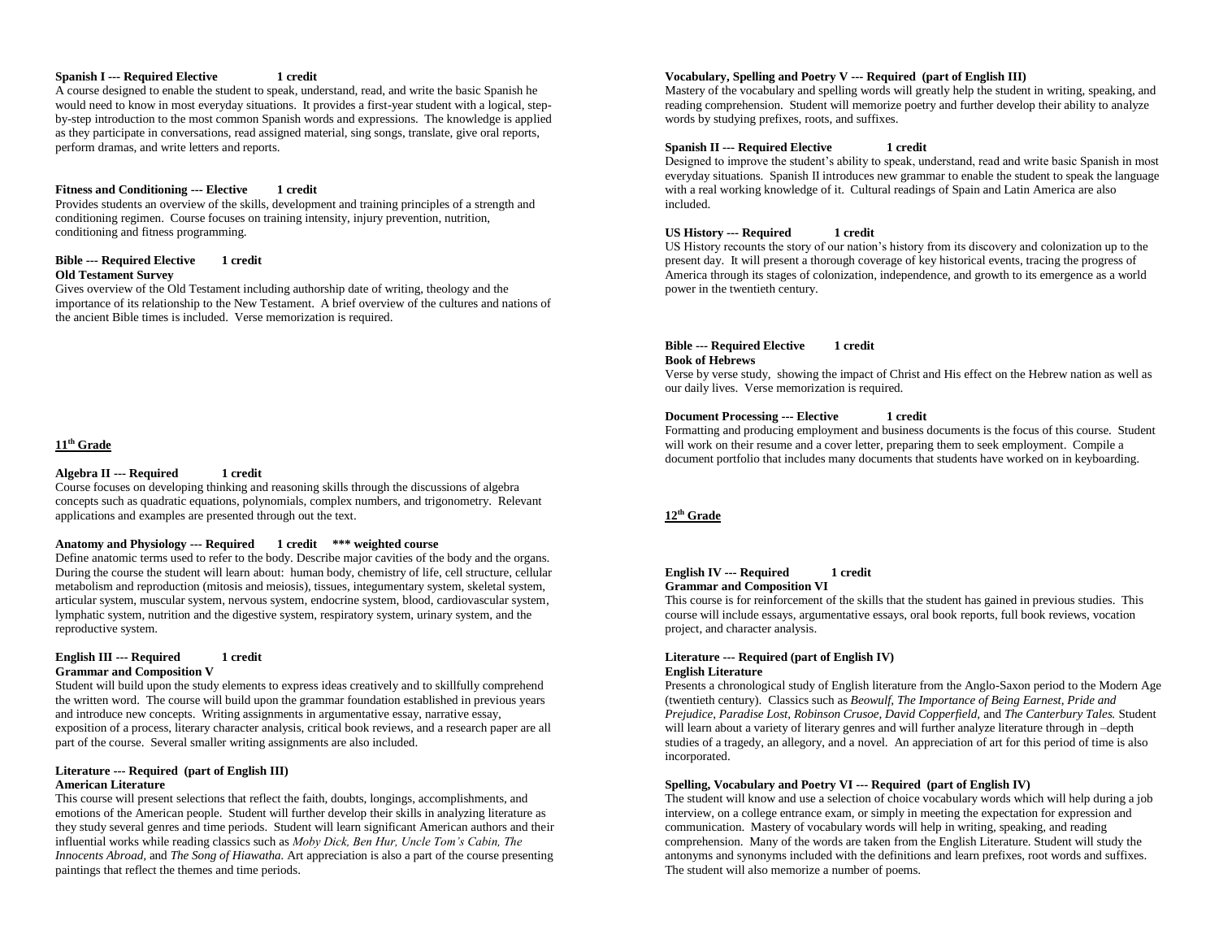**Spanish I --- Required Elective 1 credit**

A course designed to enable the student to speak, understand, read, and write the basic Spanish he would need to know in most everyday situations. It provides a first-year student with a logical, step-by-step introduction to the most common Spanish words and expressions. The knowledge is applied as they participate in conversations, read assigned material, sing songs, translate, give oral reports, perform dramas, and write letters and reports.

**Fitness and Conditioning --- Elective 1 credit**

Provides students an overview of the skills, development and training principles of a strength and conditioning regimen. Course focuses on training intensity, injury prevention, nutrition, conditioning and fitness programming.

**Bible --- Required Elective 1 credit**
**Old Testament Survey**

Gives overview of the Old Testament including authorship date of writing, theology and the importance of its relationship to the New Testament. A brief overview of the cultures and nations of the ancient Bible times is included. Verse memorization is required.

## 11th Grade

**Algebra II --- Required 1 credit**

Course focuses on developing thinking and reasoning skills through the discussions of algebra concepts such as quadratic equations, polynomials, complex numbers, and trigonometry. Relevant applications and examples are presented through out the text.

**Anatomy and Physiology --- Required 1 credit *** weighted course**

Define anatomic terms used to refer to the body. Describe major cavities of the body and the organs. During the course the student will learn about: human body, chemistry of life, cell structure, cellular metabolism and reproduction (mitosis and meiosis), tissues, integumentary system, skeletal system, articular system, muscular system, nervous system, endocrine system, blood, cardiovascular system, lymphatic system, nutrition and the digestive system, respiratory system, urinary system, and the reproductive system.

**English III --- Required 1 credit**
**Grammar and Composition V**

Student will build upon the study elements to express ideas creatively and to skillfully comprehend the written word. The course will build upon the grammar foundation established in previous years and introduce new concepts. Writing assignments in argumentative essay, narrative essay, exposition of a process, literary character analysis, critical book reviews, and a research paper are all part of the course. Several smaller writing assignments are also included.

**Literature --- Required (part of English III)**
**American Literature**

This course will present selections that reflect the faith, doubts, longings, accomplishments, and emotions of the American people. Student will further develop their skills in analyzing literature as they study several genres and time periods. Student will learn significant American authors and their influential works while reading classics such as *Moby Dick, Ben Hur, Uncle Tom's Cabin, The Innocents Abroad,* and *The Song of Hiawatha.* Art appreciation is also a part of the course presenting paintings that reflect the themes and time periods.

**Vocabulary, Spelling and Poetry V --- Required (part of English III)**

Mastery of the vocabulary and spelling words will greatly help the student in writing, speaking, and reading comprehension. Student will memorize poetry and further develop their ability to analyze words by studying prefixes, roots, and suffixes.

**Spanish II --- Required Elective 1 credit**

Designed to improve the student's ability to speak, understand, read and write basic Spanish in most everyday situations. Spanish II introduces new grammar to enable the student to speak the language with a real working knowledge of it. Cultural readings of Spain and Latin America are also included.

**US History --- Required 1 credit**

US History recounts the story of our nation's history from its discovery and colonization up to the present day. It will present a thorough coverage of key historical events, tracing the progress of America through its stages of colonization, independence, and growth to its emergence as a world power in the twentieth century.

**Bible --- Required Elective 1 credit**
**Book of Hebrews**

Verse by verse study, showing the impact of Christ and His effect on the Hebrew nation as well as our daily lives. Verse memorization is required.

**Document Processing --- Elective 1 credit**

Formatting and producing employment and business documents is the focus of this course. Student will work on their resume and a cover letter, preparing them to seek employment. Compile a document portfolio that includes many documents that students have worked on in keyboarding.

## 12th Grade

**English IV --- Required 1 credit**
**Grammar and Composition VI**

This course is for reinforcement of the skills that the student has gained in previous studies. This course will include essays, argumentative essays, oral book reports, full book reviews, vocation project, and character analysis.

**Literature --- Required (part of English IV)**
**English Literature**

Presents a chronological study of English literature from the Anglo-Saxon period to the Modern Age (twentieth century). Classics such as *Beowulf, The Importance of Being Earnest, Pride and Prejudice, Paradise Lost, Robinson Crusoe, David Copperfield,* and *The Canterbury Tales.* Student will learn about a variety of literary genres and will further analyze literature through in –depth studies of a tragedy, an allegory, and a novel. An appreciation of art for this period of time is also incorporated.

**Spelling, Vocabulary and Poetry VI --- Required (part of English IV)**

The student will know and use a selection of choice vocabulary words which will help during a job interview, on a college entrance exam, or simply in meeting the expectation for expression and communication. Mastery of vocabulary words will help in writing, speaking, and reading comprehension. Many of the words are taken from the English Literature. Student will study the antonyms and synonyms included with the definitions and learn prefixes, root words and suffixes. The student will also memorize a number of poems.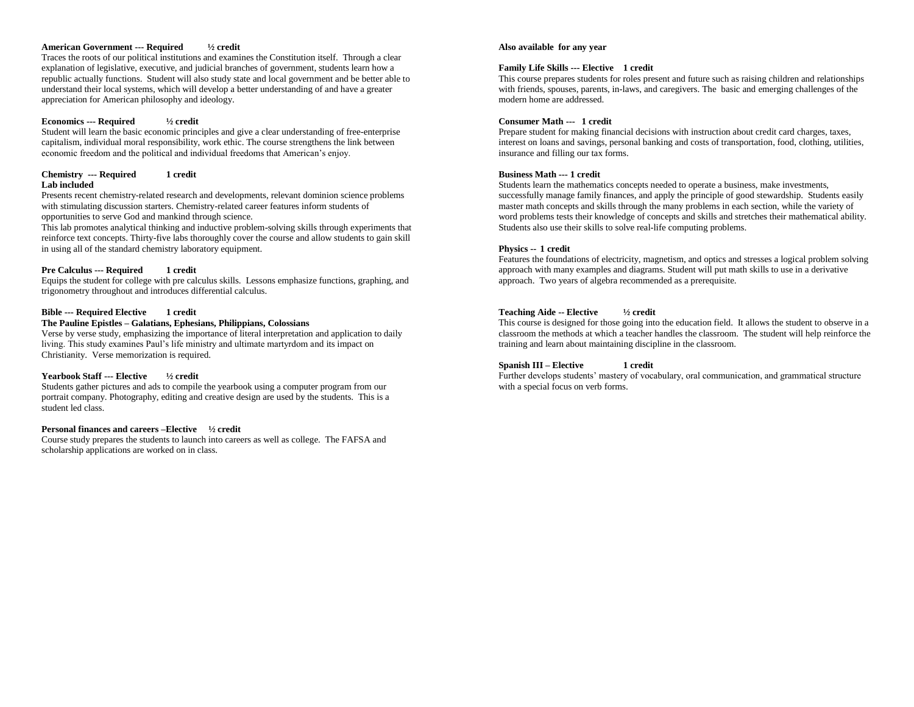**American Government --- Required ½ credit**

Traces the roots of our political institutions and examines the Constitution itself. Through a clear explanation of legislative, executive, and judicial branches of government, students learn how a republic actually functions. Student will also study state and local government and be better able to understand their local systems, which will develop a better understanding of and have a greater appreciation for American philosophy and ideology.

**Economics --- Required ½ credit**

Student will learn the basic economic principles and give a clear understanding of free-enterprise capitalism, individual moral responsibility, work ethic. The course strengthens the link between economic freedom and the political and individual freedoms that American's enjoy.

**Chemistry --- Required 1 credit**
**Lab included**

Presents recent chemistry-related research and developments, relevant dominion science problems with stimulating discussion starters. Chemistry-related career features inform students of opportunities to serve God and mankind through science.
This lab promotes analytical thinking and inductive problem-solving skills through experiments that reinforce text concepts. Thirty-five labs thoroughly cover the course and allow students to gain skill in using all of the standard chemistry laboratory equipment.

**Pre Calculus --- Required 1 credit**

Equips the student for college with pre calculus skills. Lessons emphasize functions, graphing, and trigonometry throughout and introduces differential calculus.

**Bible --- Required Elective 1 credit**
**The Pauline Epistles – Galatians, Ephesians, Philippians, Colossians**

Verse by verse study, emphasizing the importance of literal interpretation and application to daily living. This study examines Paul's life ministry and ultimate martyrdom and its impact on Christianity. Verse memorization is required.

**Yearbook Staff --- Elective ½ credit**

Students gather pictures and ads to compile the yearbook using a computer program from our portrait company. Photography, editing and creative design are used by the students. This is a student led class.

**Personal finances and careers –Elective ½ credit**

Course study prepares the students to launch into careers as well as college. The FAFSA and scholarship applications are worked on in class.

**Also available for any year**

**Family Life Skills --- Elective 1 credit**

This course prepares students for roles present and future such as raising children and relationships with friends, spouses, parents, in-laws, and caregivers. The basic and emerging challenges of the modern home are addressed.

**Consumer Math --- 1 credit**

Prepare student for making financial decisions with instruction about credit card charges, taxes, interest on loans and savings, personal banking and costs of transportation, food, clothing, utilities, insurance and filling our tax forms.

**Business Math --- 1 credit**

Students learn the mathematics concepts needed to operate a business, make investments, successfully manage family finances, and apply the principle of good stewardship. Students easily master math concepts and skills through the many problems in each section, while the variety of word problems tests their knowledge of concepts and skills and stretches their mathematical ability. Students also use their skills to solve real-life computing problems.

**Physics -- 1 credit**

Features the foundations of electricity, magnetism, and optics and stresses a logical problem solving approach with many examples and diagrams. Student will put math skills to use in a derivative approach. Two years of algebra recommended as a prerequisite.

**Teaching Aide -- Elective ½ credit**

This course is designed for those going into the education field. It allows the student to observe in a classroom the methods at which a teacher handles the classroom. The student will help reinforce the training and learn about maintaining discipline in the classroom.

**Spanish III – Elective 1 credit**

Further develops students' mastery of vocabulary, oral communication, and grammatical structure with a special focus on verb forms.